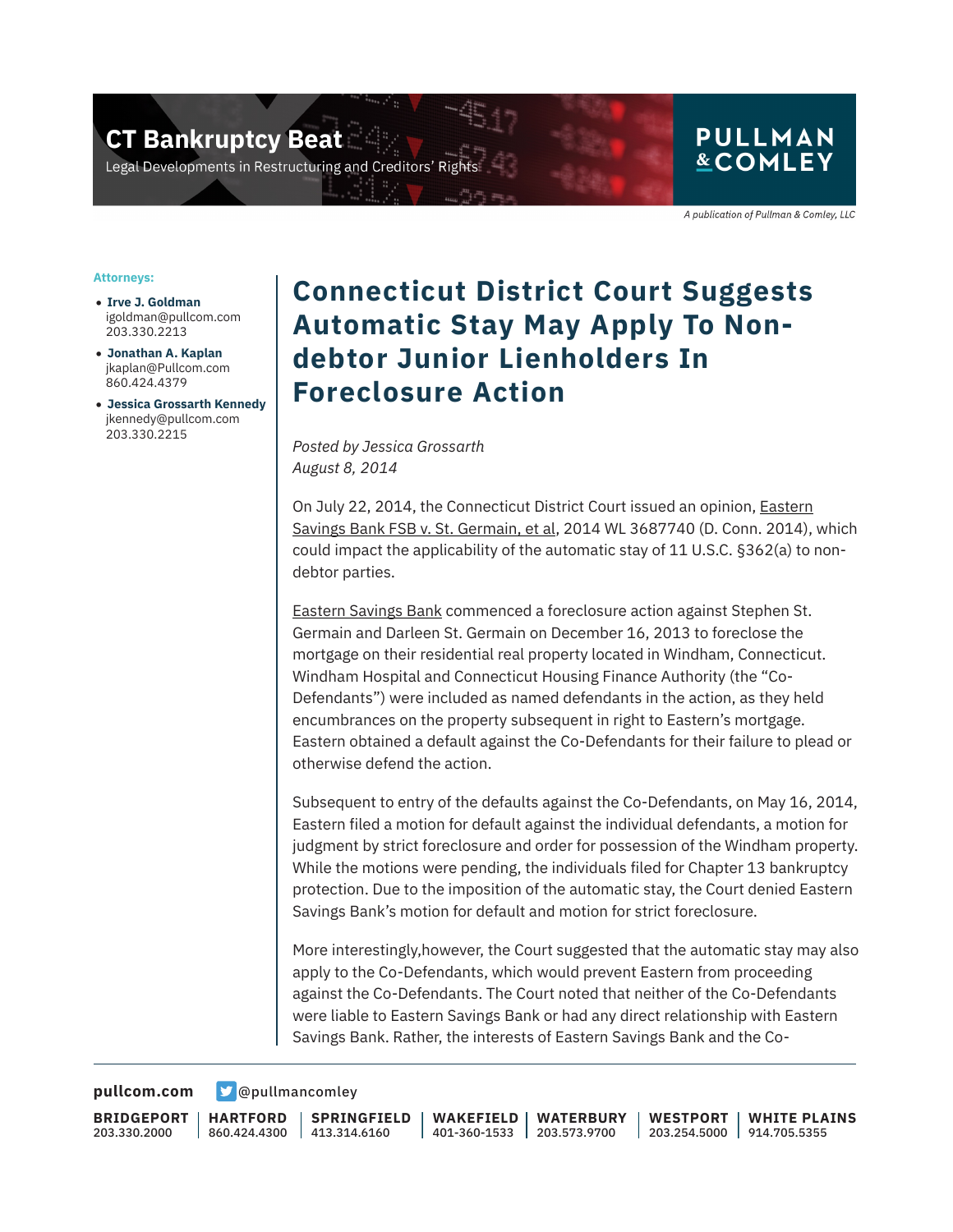# CT Bankruptcy Beat

Legal Developments in Restructuring and Creditors' Rights

PULLMAN & COMLEY

*A publication of Pullman & Comley, LLC*

**Attorneys:**

- **Irve J. Goldman**
  igoldman@pullcom.com
  203.330.2213
- **Jonathan A. Kaplan**
  jkaplan@Pullcom.com
  860.424.4379
- **Jessica Grossarth Kennedy**
  jkennedy@pullcom.com
  203.330.2215

## Connecticut District Court Suggests Automatic Stay May Apply To Non-debtor Junior Lienholders In Foreclosure Action

*Posted by Jessica Grossarth*
*August 8, 2014*

On July 22, 2014, the Connecticut District Court issued an opinion, Eastern Savings Bank FSB v. St. Germain, et al, 2014 WL 3687740 (D. Conn. 2014), which could impact the applicability of the automatic stay of 11 U.S.C. §362(a) to non-debtor parties.

Eastern Savings Bank commenced a foreclosure action against Stephen St. Germain and Darleen St. Germain on December 16, 2013 to foreclose the mortgage on their residential real property located in Windham, Connecticut. Windham Hospital and Connecticut Housing Finance Authority (the "Co-Defendants") were included as named defendants in the action, as they held encumbrances on the property subsequent in right to Eastern's mortgage. Eastern obtained a default against the Co-Defendants for their failure to plead or otherwise defend the action.

Subsequent to entry of the defaults against the Co-Defendants, on May 16, 2014, Eastern filed a motion for default against the individual defendants, a motion for judgment by strict foreclosure and order for possession of the Windham property. While the motions were pending, the individuals filed for Chapter 13 bankruptcy protection. Due to the imposition of the automatic stay, the Court denied Eastern Savings Bank's motion for default and motion for strict foreclosure.

More interestingly,however, the Court suggested that the automatic stay may also apply to the Co-Defendants, which would prevent Eastern from proceeding against the Co-Defendants. The Court noted that neither of the Co-Defendants were liable to Eastern Savings Bank or had any direct relationship with Eastern Savings Bank. Rather, the interests of Eastern Savings Bank and the Co-

pullcom.com @pullmancomley

| BRIDGEPORT | HARTFORD | SPRINGFIELD | WAKEFIELD | WATERBURY | WESTPORT | WHITE PLAINS |
|---|---|---|---|---|---|---|
| 203.330.2000 | 860.424.4300 | 413.314.6160 | 401-360-1533 | 203.573.9700 | 203.254.5000 | 914.705.5355 |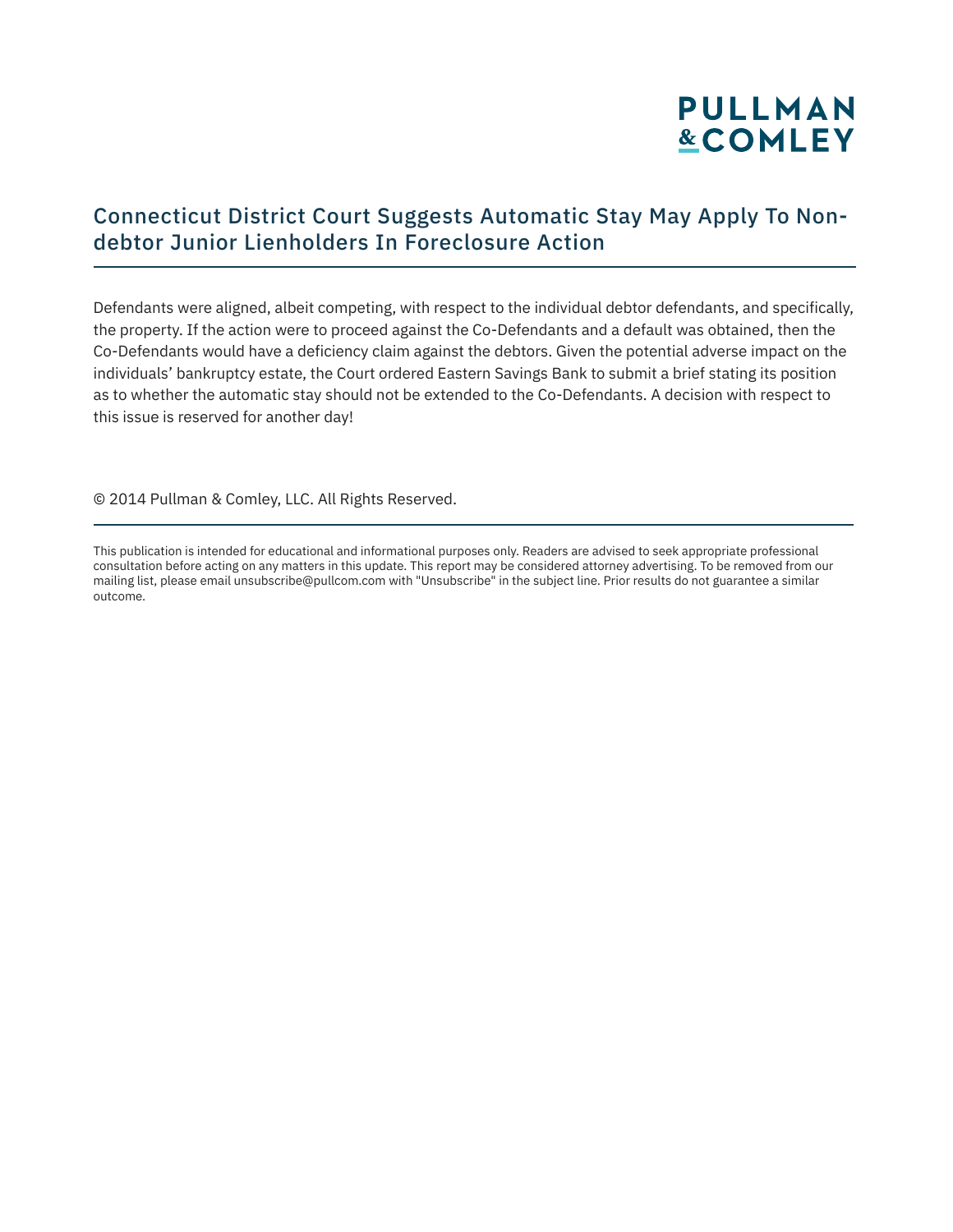# Connecticut District Court Suggests Automatic Stay May Apply To Non-debtor Junior Lienholders In Foreclosure Action

Defendants were aligned, albeit competing, with respect to the individual debtor defendants, and specifically, the property. If the action were to proceed against the Co-Defendants and a default was obtained, then the Co-Defendants would have a deficiency claim against the debtors. Given the potential adverse impact on the individuals' bankruptcy estate, the Court ordered Eastern Savings Bank to submit a brief stating its position as to whether the automatic stay should not be extended to the Co-Defendants. A decision with respect to this issue is reserved for another day!

© 2014 Pullman & Comley, LLC. All Rights Reserved.

---

This publication is intended for educational and informational purposes only. Readers are advised to seek appropriate professional consultation before acting on any matters in this update. This report may be considered attorney advertising. To be removed from our mailing list, please email unsubscribe@pullcom.com with "Unsubscribe" in the subject line. Prior results do not guarantee a similar outcome.